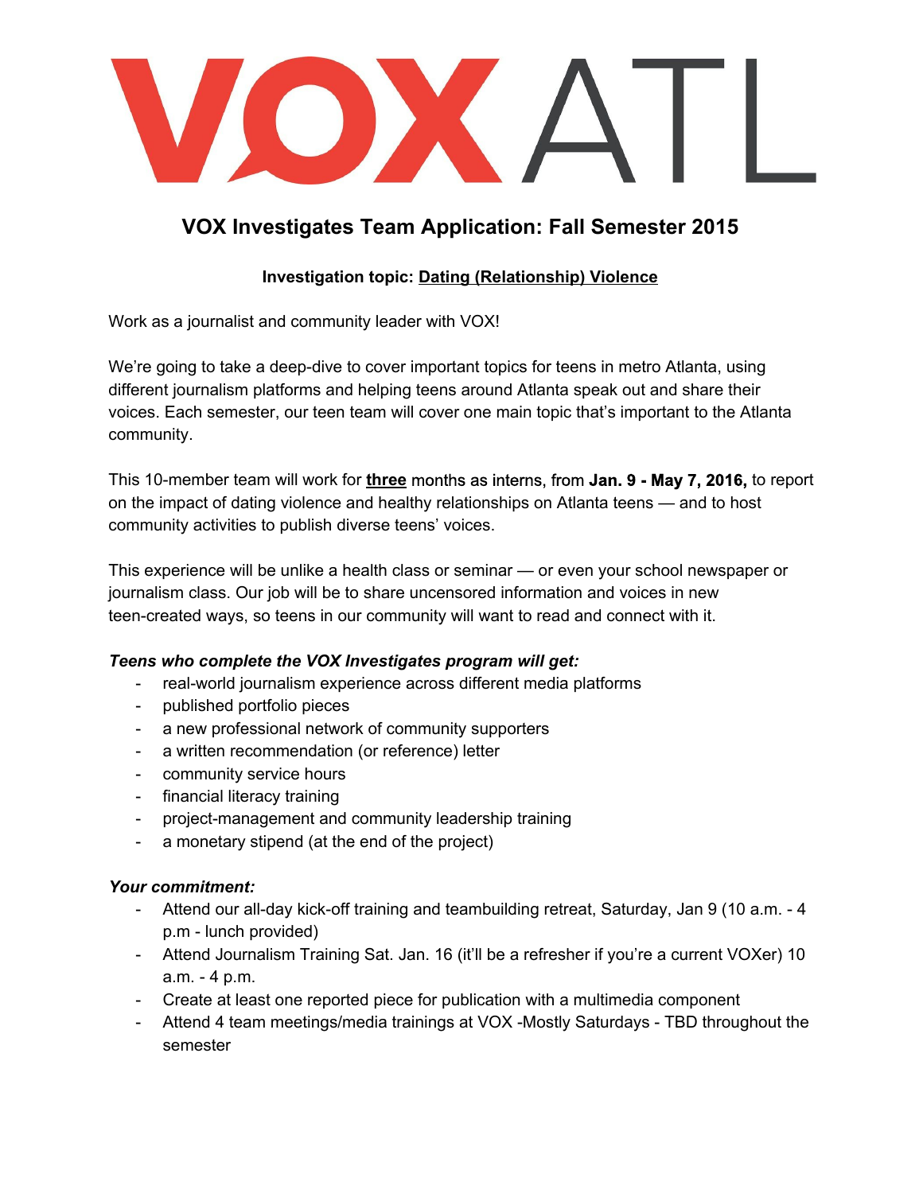# VOXATL

## VOX Investigates Team Application: Fall Semester 2015

### Investigation topic: Dating (Relationship) Violence

Work as a journalist and community leader with VOX!

We're going to take a deep-dive to cover important topics for teens in metro Atlanta, using different journalism platforms and helping teens around Atlanta speak out and share their voices. Each semester, our teen team will cover one main topic that's important to the Atlanta community.

This 10-member team will work for **three** months as interns, from **Jan. 9 - May 7, 2016,** to report on the impact of dating violence and healthy relationships on Atlanta teens — and to host community activities to publish diverse teens' voices.

This experience will be unlike a health class or seminar — or even your school newspaper or journalism class. Our job will be to share uncensored information and voices in new teen-created ways, so teens in our community will want to read and connect with it.

***Teens who complete the VOX Investigates program will get:***

- real-world journalism experience across different media platforms
- published portfolio pieces
- a new professional network of community supporters
- a written recommendation (or reference) letter
- community service hours
- financial literacy training
- project-management and community leadership training
- a monetary stipend (at the end of the project)

***Your commitment:***

- Attend our all-day kick-off training and teambuilding retreat, Saturday, Jan 9 (10 a.m. - 4 p.m - lunch provided)
- Attend Journalism Training Sat. Jan. 16 (it'll be a refresher if you're a current VOXer) 10 a.m. - 4 p.m.
- Create at least one reported piece for publication with a multimedia component
- Attend 4 team meetings/media trainings at VOX -Mostly Saturdays - TBD throughout the semester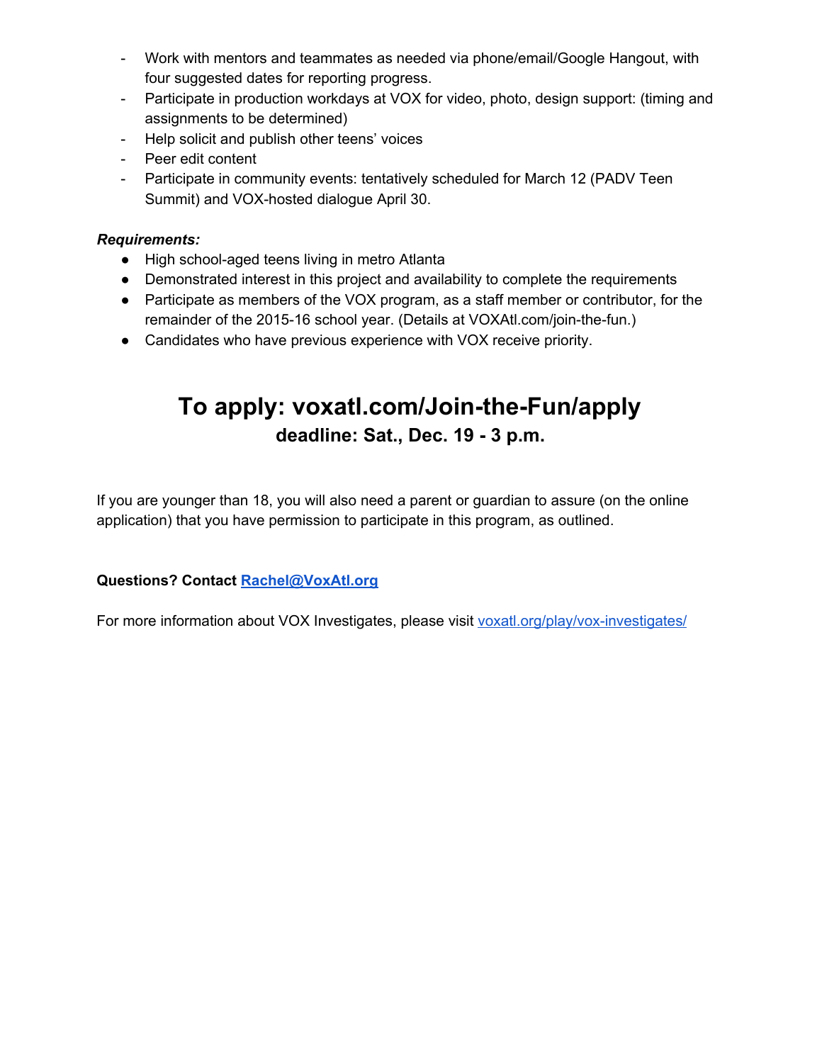- Work with mentors and teammates as needed via phone/email/Google Hangout, with four suggested dates for reporting progress.
- Participate in production workdays at VOX for video, photo, design support: (timing and assignments to be determined)
- Help solicit and publish other teens' voices
- Peer edit content
- Participate in community events: tentatively scheduled for March 12 (PADV Teen Summit) and VOX-hosted dialogue April 30.

***Requirements:***

- High school-aged teens living in metro Atlanta
- Demonstrated interest in this project and availability to complete the requirements
- Participate as members of the VOX program, as a staff member or contributor, for the remainder of the 2015-16 school year. (Details at VOXAtl.com/join-the-fun.)
- Candidates who have previous experience with VOX receive priority.

# To apply: voxatl.com/Join-the-Fun/apply

### deadline: Sat., Dec. 19 - 3 p.m.

If you are younger than 18, you will also need a parent or guardian to assure (on the online application) that you have permission to participate in this program, as outlined.

**Questions? Contact [Rachel@VoxAtl.org](mailto:Rachel@VoxAtl.org)**

For more information about VOX Investigates, please visit [voxatl.org/play/vox-investigates/](voxatl.org/play/vox-investigates/)